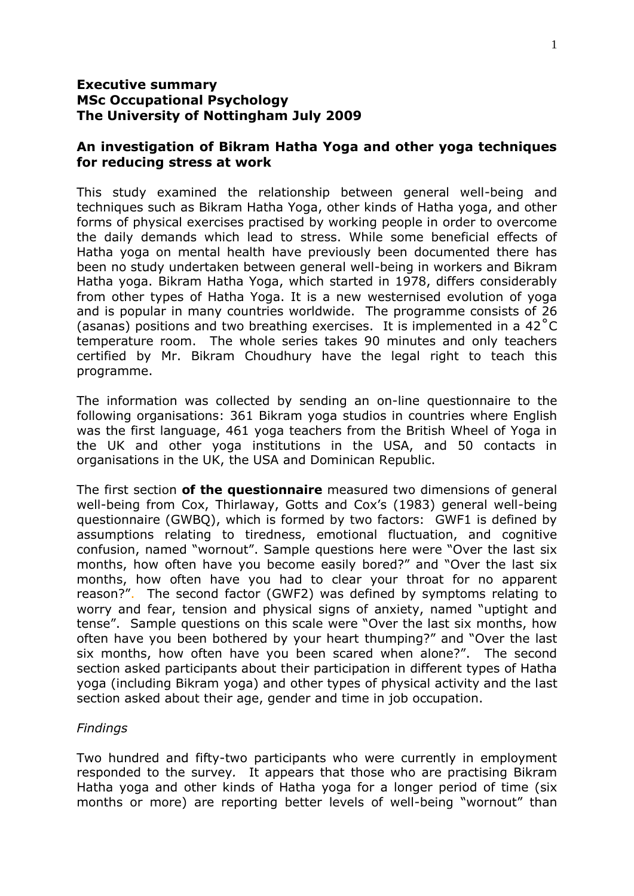**Executive summary**
**MSc Occupational Psychology**
**The University of Nottingham July 2009**

## An investigation of Bikram Hatha Yoga and other yoga techniques for reducing stress at work

This study examined the relationship between general well-being and techniques such as Bikram Hatha Yoga, other kinds of Hatha yoga, and other forms of physical exercises practised by working people in order to overcome the daily demands which lead to stress. While some beneficial effects of Hatha yoga on mental health have previously been documented there has been no study undertaken between general well-being in workers and Bikram Hatha yoga. Bikram Hatha Yoga, which started in 1978, differs considerably from other types of Hatha Yoga. It is a new westernised evolution of yoga and is popular in many countries worldwide. The programme consists of 26 (asanas) positions and two breathing exercises. It is implemented in a 42˚C temperature room. The whole series takes 90 minutes and only teachers certified by Mr. Bikram Choudhury have the legal right to teach this programme.

The information was collected by sending an on-line questionnaire to the following organisations: 361 Bikram yoga studios in countries where English was the first language, 461 yoga teachers from the British Wheel of Yoga in the UK and other yoga institutions in the USA, and 50 contacts in organisations in the UK, the USA and Dominican Republic.

The first section **of the questionnaire** measured two dimensions of general well-being from Cox, Thirlaway, Gotts and Cox's (1983) general well-being questionnaire (GWBQ), which is formed by two factors: GWF1 is defined by assumptions relating to tiredness, emotional fluctuation, and cognitive confusion, named "wornout". Sample questions here were "Over the last six months, how often have you become easily bored?" and "Over the last six months, how often have you had to clear your throat for no apparent reason?". The second factor (GWF2) was defined by symptoms relating to worry and fear, tension and physical signs of anxiety, named "uptight and tense". Sample questions on this scale were "Over the last six months, how often have you been bothered by your heart thumping?" and "Over the last six months, how often have you been scared when alone?". The second section asked participants about their participation in different types of Hatha yoga (including Bikram yoga) and other types of physical activity and the last section asked about their age, gender and time in job occupation.

*Findings*

Two hundred and fifty-two participants who were currently in employment responded to the survey. It appears that those who are practising Bikram Hatha yoga and other kinds of Hatha yoga for a longer period of time (six months or more) are reporting better levels of well-being "wornout" than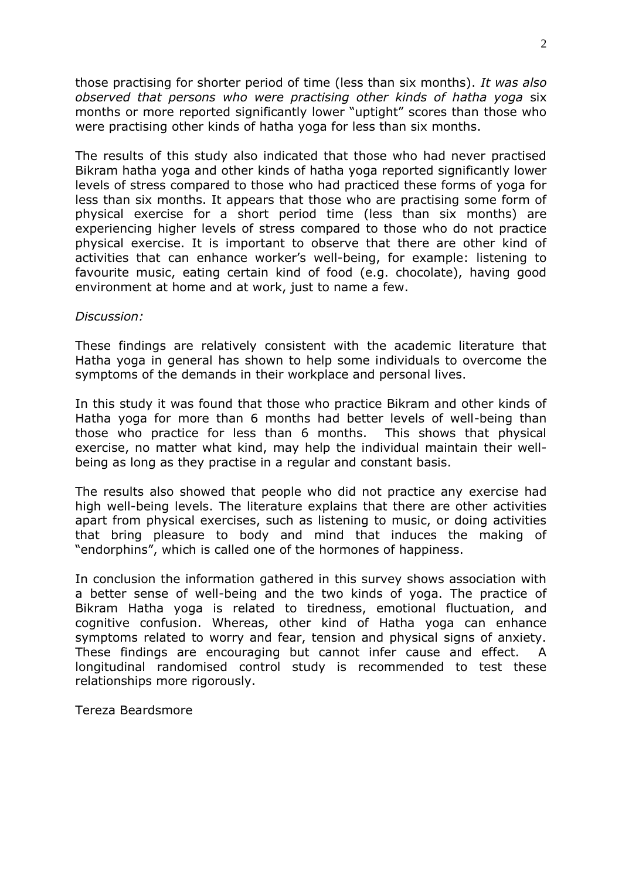those practising for shorter period of time (less than six months). *It was also observed that persons who were practising other kinds of hatha yoga* six months or more reported significantly lower "uptight" scores than those who were practising other kinds of hatha yoga for less than six months.

The results of this study also indicated that those who had never practised Bikram hatha yoga and other kinds of hatha yoga reported significantly lower levels of stress compared to those who had practiced these forms of yoga for less than six months. It appears that those who are practising some form of physical exercise for a short period time (less than six months) are experiencing higher levels of stress compared to those who do not practice physical exercise. It is important to observe that there are other kind of activities that can enhance worker's well-being, for example: listening to favourite music, eating certain kind of food (e.g. chocolate), having good environment at home and at work, just to name a few.

*Discussion:*

These findings are relatively consistent with the academic literature that Hatha yoga in general has shown to help some individuals to overcome the symptoms of the demands in their workplace and personal lives.

In this study it was found that those who practice Bikram and other kinds of Hatha yoga for more than 6 months had better levels of well-being than those who practice for less than 6 months. This shows that physical exercise, no matter what kind, may help the individual maintain their well-being as long as they practise in a regular and constant basis.

The results also showed that people who did not practice any exercise had high well-being levels. The literature explains that there are other activities apart from physical exercises, such as listening to music, or doing activities that bring pleasure to body and mind that induces the making of "endorphins", which is called one of the hormones of happiness.

In conclusion the information gathered in this survey shows association with a better sense of well-being and the two kinds of yoga. The practice of Bikram Hatha yoga is related to tiredness, emotional fluctuation, and cognitive confusion. Whereas, other kind of Hatha yoga can enhance symptoms related to worry and fear, tension and physical signs of anxiety. These findings are encouraging but cannot infer cause and effect. A longitudinal randomised control study is recommended to test these relationships more rigorously.

Tereza Beardsmore